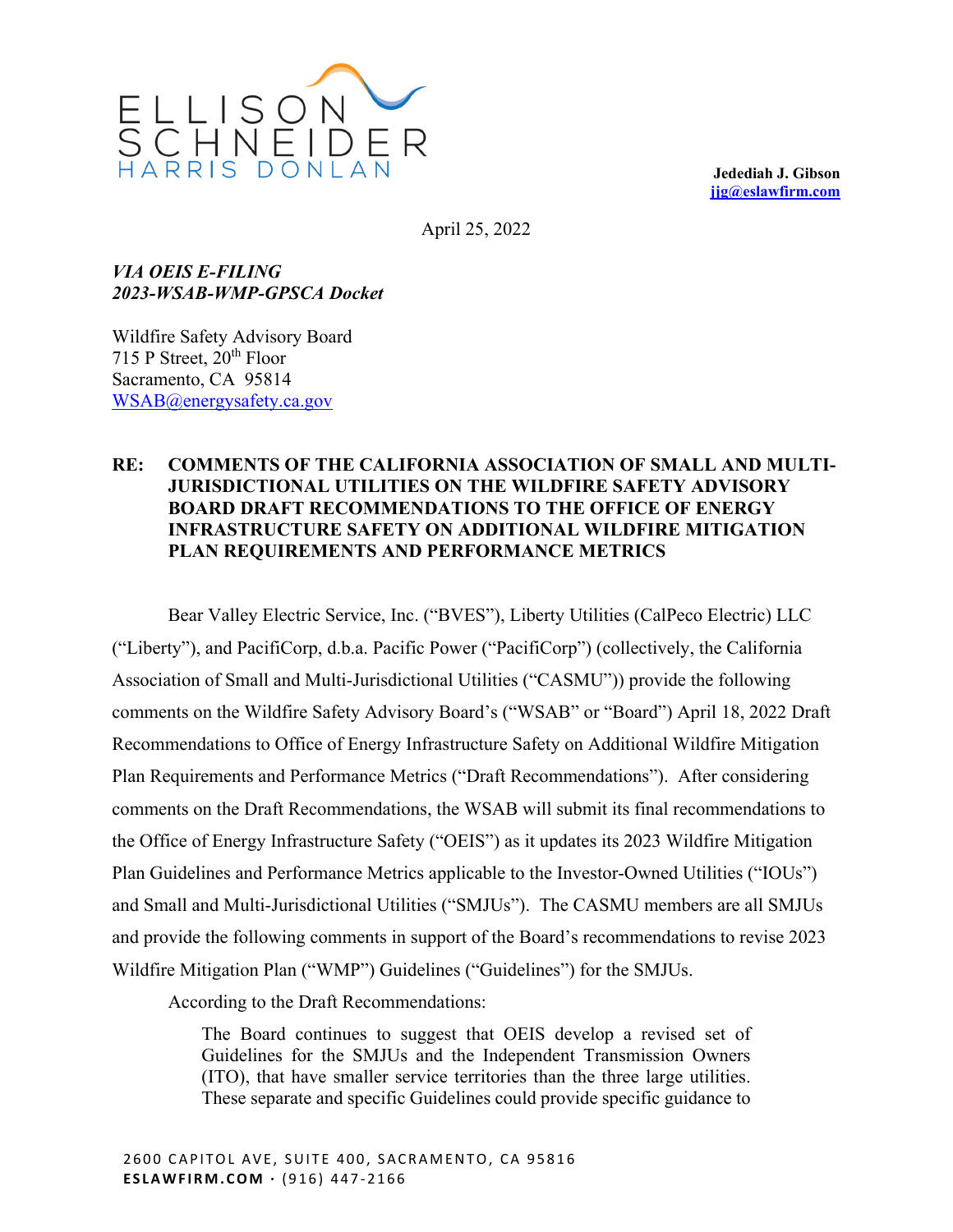ELLISON SCHNEIDER HARRIS DONLAN

**Jedediah J. Gibson**
**jjg@eslawfirm.com**

April 25, 2022

***VIA OEIS E-FILING***
***2023-WSAB-WMP-GPSCA Docket***

Wildfire Safety Advisory Board
715 P Street, 20th Floor
Sacramento, CA 95814
WSAB@energysafety.ca.gov

**RE: COMMENTS OF THE CALIFORNIA ASSOCIATION OF SMALL AND MULTI-JURISDICTIONAL UTILITIES ON THE WILDFIRE SAFETY ADVISORY BOARD DRAFT RECOMMENDATIONS TO THE OFFICE OF ENERGY INFRASTRUCTURE SAFETY ON ADDITIONAL WILDFIRE MITIGATION PLAN REQUIREMENTS AND PERFORMANCE METRICS**

Bear Valley Electric Service, Inc. ("BVES"), Liberty Utilities (CalPeco Electric) LLC ("Liberty"), and PacifiCorp, d.b.a. Pacific Power ("PacifiCorp") (collectively, the California Association of Small and Multi-Jurisdictional Utilities ("CASMU")) provide the following comments on the Wildfire Safety Advisory Board's ("WSAB" or "Board") April 18, 2022 Draft Recommendations to Office of Energy Infrastructure Safety on Additional Wildfire Mitigation Plan Requirements and Performance Metrics ("Draft Recommendations"). After considering comments on the Draft Recommendations, the WSAB will submit its final recommendations to the Office of Energy Infrastructure Safety ("OEIS") as it updates its 2023 Wildfire Mitigation Plan Guidelines and Performance Metrics applicable to the Investor-Owned Utilities ("IOUs") and Small and Multi-Jurisdictional Utilities ("SMJUs"). The CASMU members are all SMJUs and provide the following comments in support of the Board's recommendations to revise 2023 Wildfire Mitigation Plan ("WMP") Guidelines ("Guidelines") for the SMJUs.

According to the Draft Recommendations:

> The Board continues to suggest that OEIS develop a revised set of Guidelines for the SMJUs and the Independent Transmission Owners (ITO), that have smaller service territories than the three large utilities. These separate and specific Guidelines could provide specific guidance to

2600 CAPITOL AVE, SUITE 400, SACRAMENTO, CA 95816
**ESLAWFIRM.COM** · (916) 447-2166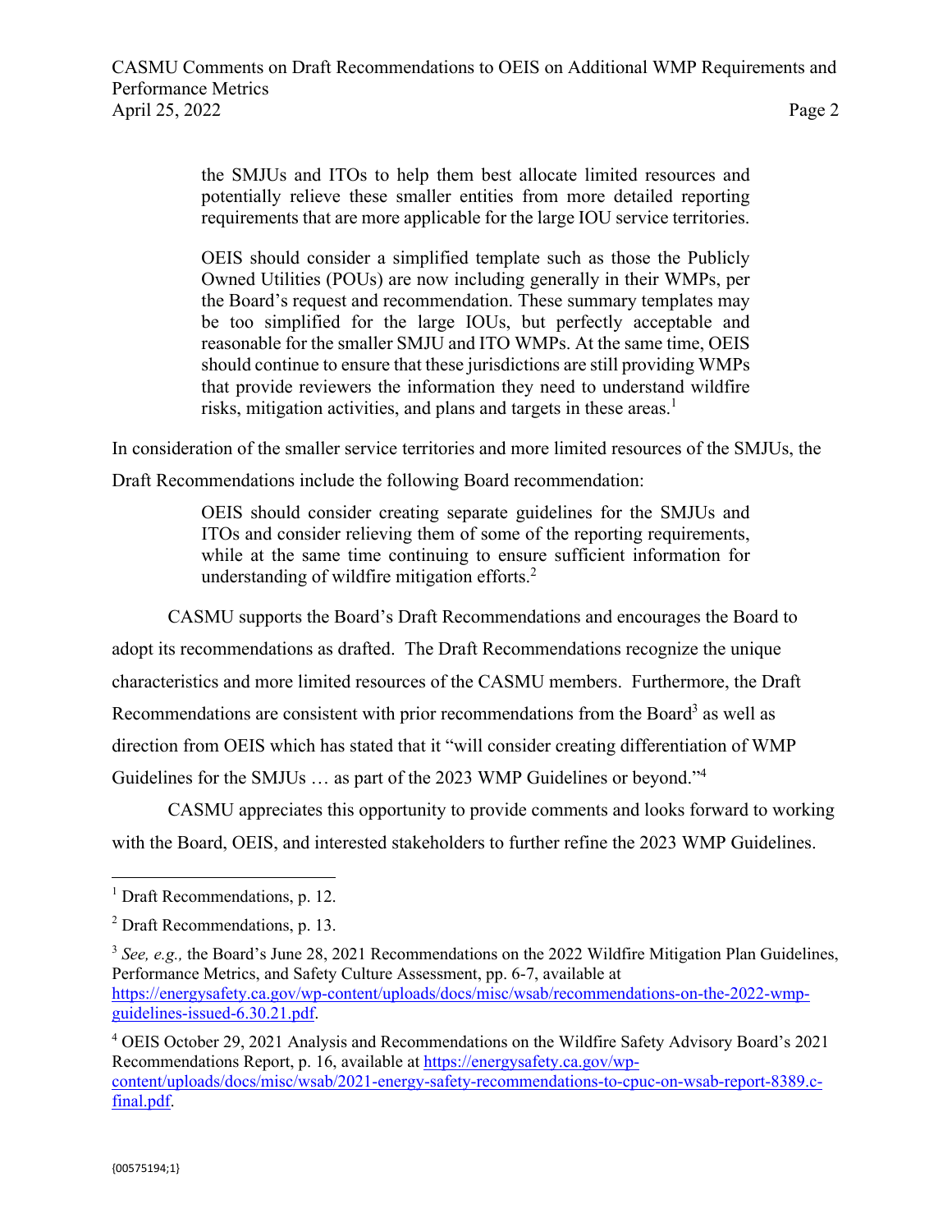> the SMJUs and ITOs to help them best allocate limited resources and potentially relieve these smaller entities from more detailed reporting requirements that are more applicable for the large IOU service territories.
>
> OEIS should consider a simplified template such as those the Publicly Owned Utilities (POUs) are now including generally in their WMPs, per the Board's request and recommendation. These summary templates may be too simplified for the large IOUs, but perfectly acceptable and reasonable for the smaller SMJU and ITO WMPs. At the same time, OEIS should continue to ensure that these jurisdictions are still providing WMPs that provide reviewers the information they need to understand wildfire risks, mitigation activities, and plans and targets in these areas.[1]

In consideration of the smaller service territories and more limited resources of the SMJUs, the Draft Recommendations include the following Board recommendation:

> OEIS should consider creating separate guidelines for the SMJUs and ITOs and consider relieving them of some of the reporting requirements, while at the same time continuing to ensure sufficient information for understanding of wildfire mitigation efforts.[2]

CASMU supports the Board's Draft Recommendations and encourages the Board to adopt its recommendations as drafted. The Draft Recommendations recognize the unique characteristics and more limited resources of the CASMU members. Furthermore, the Draft Recommendations are consistent with prior recommendations from the Board[3] as well as direction from OEIS which has stated that it "will consider creating differentiation of WMP Guidelines for the SMJUs … as part of the 2023 WMP Guidelines or beyond."[4]

CASMU appreciates this opportunity to provide comments and looks forward to working with the Board, OEIS, and interested stakeholders to further refine the 2023 WMP Guidelines.

---

[1] Draft Recommendations, p. 12.

[2] Draft Recommendations, p. 13.

[3] *See, e.g.,* the Board's June 28, 2021 Recommendations on the 2022 Wildfire Mitigation Plan Guidelines, Performance Metrics, and Safety Culture Assessment, pp. 6-7, available at https://energysafety.ca.gov/wp-content/uploads/docs/misc/wsab/recommendations-on-the-2022-wmp-guidelines-issued-6.30.21.pdf.

[4] OEIS October 29, 2021 Analysis and Recommendations on the Wildfire Safety Advisory Board's 2021 Recommendations Report, p. 16, available at https://energysafety.ca.gov/wp-content/uploads/docs/misc/wsab/2021-energy-safety-recommendations-to-cpuc-on-wsab-report-8389.c-final.pdf.

{00575194;1}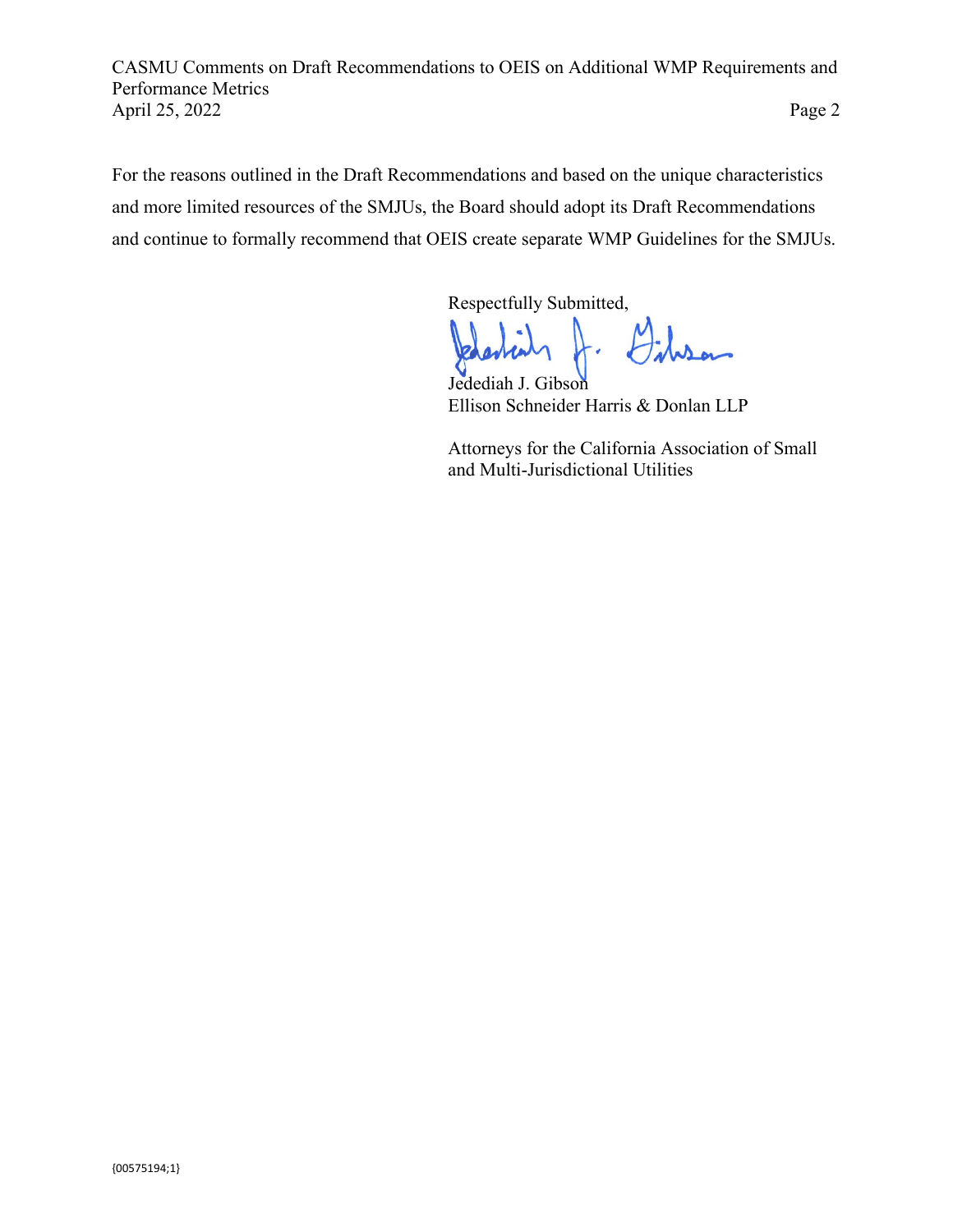For the reasons outlined in the Draft Recommendations and based on the unique characteristics and more limited resources of the SMJUs, the Board should adopt its Draft Recommendations and continue to formally recommend that OEIS create separate WMP Guidelines for the SMJUs.

Respectfully Submitted,

Jedediah J. Gibson
Ellison Schneider Harris & Donlan LLP

Attorneys for the California Association of Small and Multi-Jurisdictional Utilities

{00575194;1}